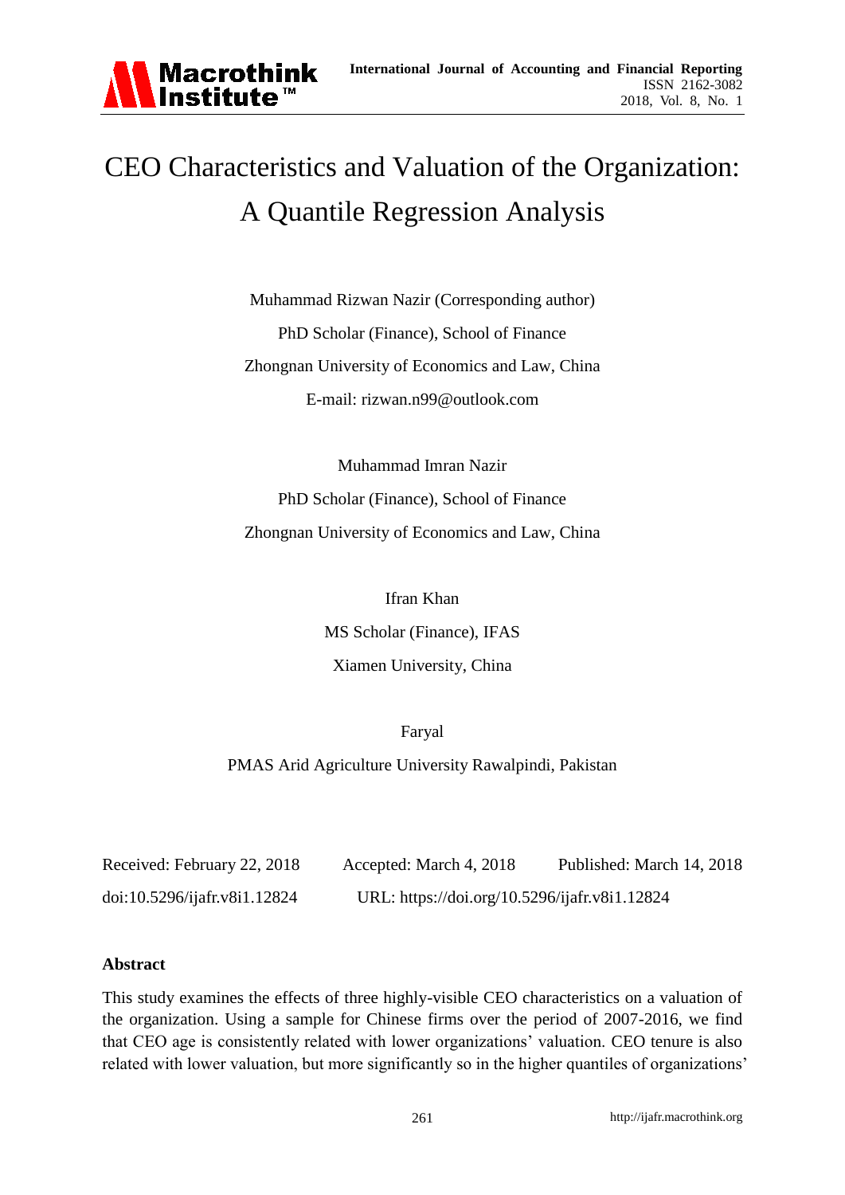# CEO Characteristics and Valuation of the Organization: A Quantile Regression Analysis

Muhammad Rizwan Nazir (Corresponding author)

PhD Scholar (Finance), School of Finance

Zhongnan University of Economics and Law, China

E-mail: rizwan.n99@outlook.com

Muhammad Imran Nazir

PhD Scholar (Finance), School of Finance

Zhongnan University of Economics and Law, China

Ifran Khan

MS Scholar (Finance), IFAS

Xiamen University, China

Faryal

PMAS Arid Agriculture University Rawalpindi, Pakistan

Received: February 22, 2018 Accepted: March 4, 2018 Published: March 14, 2018

doi:10.5296/ijafr.v8i1.12824 URL: https://doi.org/10.5296/ijafr.v8i1.12824

## Abstract

This study examines the effects of three highly-visible CEO characteristics on a valuation of the organization. Using a sample for Chinese firms over the period of 2007-2016, we find that CEO age is consistently related with lower organizations' valuation. CEO tenure is also related with lower valuation, but more significantly so in the higher quantiles of organizations'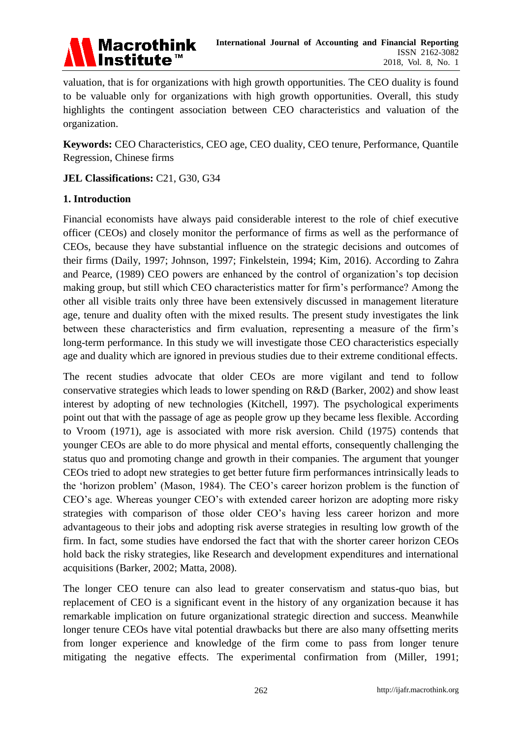valuation, that is for organizations with high growth opportunities. The CEO duality is found to be valuable only for organizations with high growth opportunities. Overall, this study highlights the contingent association between CEO characteristics and valuation of the organization.

**Keywords:** CEO Characteristics, CEO age, CEO duality, CEO tenure, Performance, Quantile Regression, Chinese firms

**JEL Classifications:** C21, G30, G34

## 1. Introduction

Financial economists have always paid considerable interest to the role of chief executive officer (CEOs) and closely monitor the performance of firms as well as the performance of CEOs, because they have substantial influence on the strategic decisions and outcomes of their firms (Daily, 1997; Johnson, 1997; Finkelstein, 1994; Kim, 2016). According to Zahra and Pearce, (1989) CEO powers are enhanced by the control of organization's top decision making group, but still which CEO characteristics matter for firm's performance? Among the other all visible traits only three have been extensively discussed in management literature age, tenure and duality often with the mixed results. The present study investigates the link between these characteristics and firm evaluation, representing a measure of the firm's long-term performance. In this study we will investigate those CEO characteristics especially age and duality which are ignored in previous studies due to their extreme conditional effects.

The recent studies advocate that older CEOs are more vigilant and tend to follow conservative strategies which leads to lower spending on R&D (Barker, 2002) and show least interest by adopting of new technologies (Kitchell, 1997). The psychological experiments point out that with the passage of age as people grow up they became less flexible. According to Vroom (1971), age is associated with more risk aversion. Child (1975) contends that younger CEOs are able to do more physical and mental efforts, consequently challenging the status quo and promoting change and growth in their companies. The argument that younger CEOs tried to adopt new strategies to get better future firm performances intrinsically leads to the 'horizon problem' (Mason, 1984). The CEO's career horizon problem is the function of CEO's age. Whereas younger CEO's with extended career horizon are adopting more risky strategies with comparison of those older CEO's having less career horizon and more advantageous to their jobs and adopting risk averse strategies in resulting low growth of the firm. In fact, some studies have endorsed the fact that with the shorter career horizon CEOs hold back the risky strategies, like Research and development expenditures and international acquisitions (Barker, 2002; Matta, 2008).

The longer CEO tenure can also lead to greater conservatism and status-quo bias, but replacement of CEO is a significant event in the history of any organization because it has remarkable implication on future organizational strategic direction and success. Meanwhile longer tenure CEOs have vital potential drawbacks but there are also many offsetting merits from longer experience and knowledge of the firm come to pass from longer tenure mitigating the negative effects. The experimental confirmation from (Miller, 1991;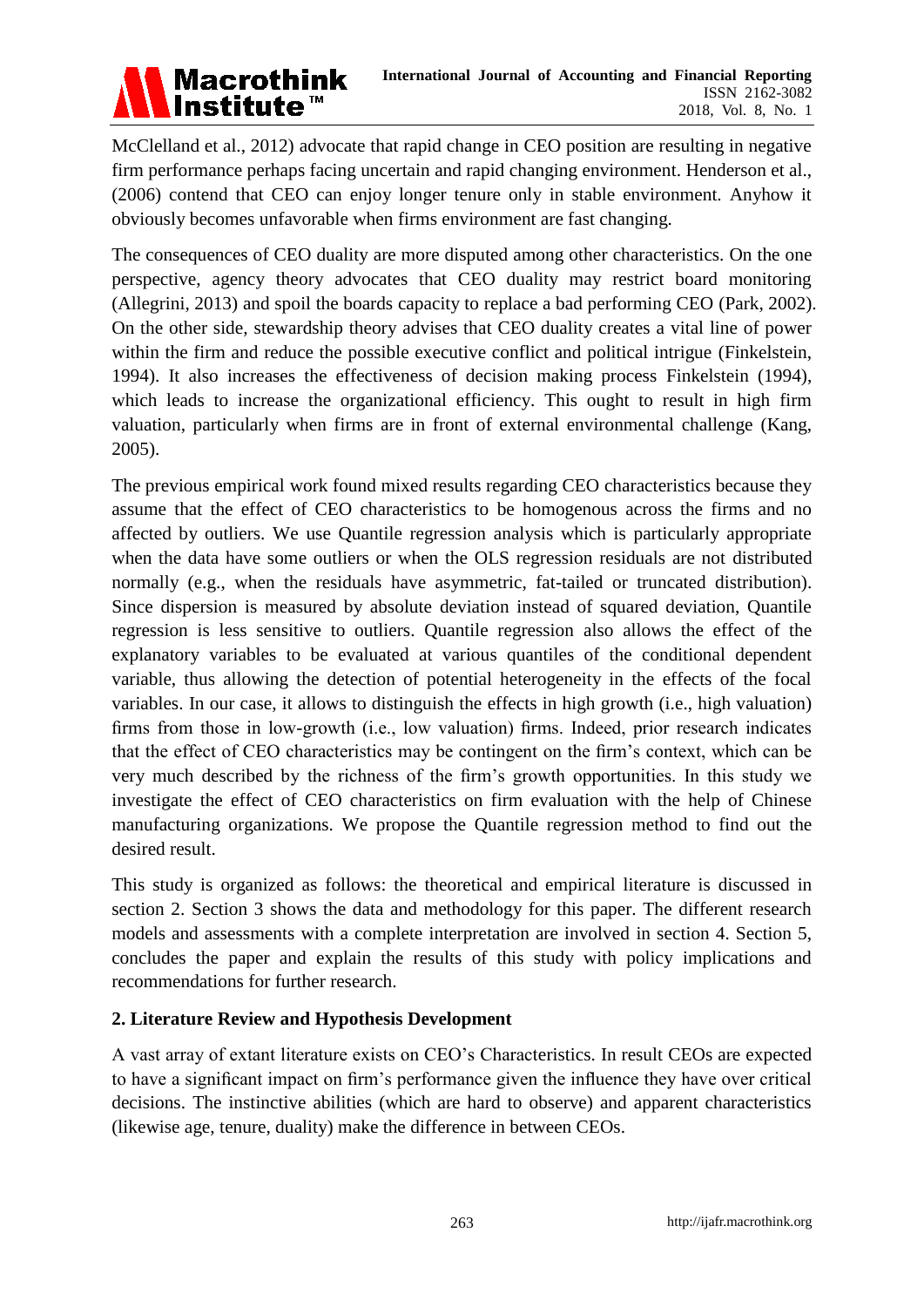McClelland et al., 2012) advocate that rapid change in CEO position are resulting in negative firm performance perhaps facing uncertain and rapid changing environment. Henderson et al., (2006) contend that CEO can enjoy longer tenure only in stable environment. Anyhow it obviously becomes unfavorable when firms environment are fast changing.

The consequences of CEO duality are more disputed among other characteristics. On the one perspective, agency theory advocates that CEO duality may restrict board monitoring (Allegrini, 2013) and spoil the boards capacity to replace a bad performing CEO (Park, 2002). On the other side, stewardship theory advises that CEO duality creates a vital line of power within the firm and reduce the possible executive conflict and political intrigue (Finkelstein, 1994). It also increases the effectiveness of decision making process Finkelstein (1994), which leads to increase the organizational efficiency. This ought to result in high firm valuation, particularly when firms are in front of external environmental challenge (Kang, 2005).

The previous empirical work found mixed results regarding CEO characteristics because they assume that the effect of CEO characteristics to be homogenous across the firms and no affected by outliers. We use Quantile regression analysis which is particularly appropriate when the data have some outliers or when the OLS regression residuals are not distributed normally (e.g., when the residuals have asymmetric, fat-tailed or truncated distribution). Since dispersion is measured by absolute deviation instead of squared deviation, Quantile regression is less sensitive to outliers. Quantile regression also allows the effect of the explanatory variables to be evaluated at various quantiles of the conditional dependent variable, thus allowing the detection of potential heterogeneity in the effects of the focal variables. In our case, it allows to distinguish the effects in high growth (i.e., high valuation) firms from those in low-growth (i.e., low valuation) firms. Indeed, prior research indicates that the effect of CEO characteristics may be contingent on the firm's context, which can be very much described by the richness of the firm's growth opportunities. In this study we investigate the effect of CEO characteristics on firm evaluation with the help of Chinese manufacturing organizations. We propose the Quantile regression method to find out the desired result.

This study is organized as follows: the theoretical and empirical literature is discussed in section 2. Section 3 shows the data and methodology for this paper. The different research models and assessments with a complete interpretation are involved in section 4. Section 5, concludes the paper and explain the results of this study with policy implications and recommendations for further research.

## 2. Literature Review and Hypothesis Development

A vast array of extant literature exists on CEO's Characteristics. In result CEOs are expected to have a significant impact on firm's performance given the influence they have over critical decisions. The instinctive abilities (which are hard to observe) and apparent characteristics (likewise age, tenure, duality) make the difference in between CEOs.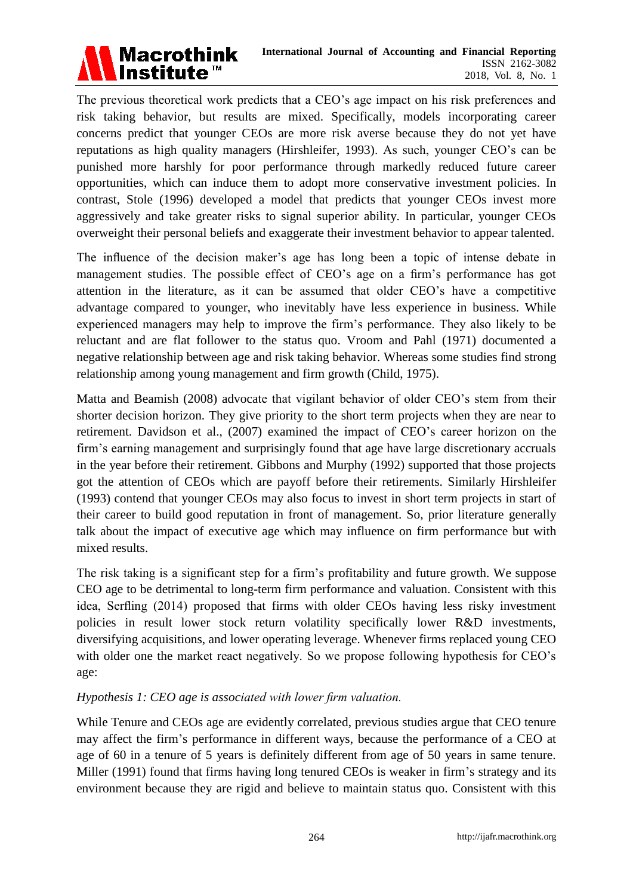The previous theoretical work predicts that a CEO's age impact on his risk preferences and risk taking behavior, but results are mixed. Specifically, models incorporating career concerns predict that younger CEOs are more risk averse because they do not yet have reputations as high quality managers (Hirshleifer, 1993). As such, younger CEO's can be punished more harshly for poor performance through markedly reduced future career opportunities, which can induce them to adopt more conservative investment policies. In contrast, Stole (1996) developed a model that predicts that younger CEOs invest more aggressively and take greater risks to signal superior ability. In particular, younger CEOs overweight their personal beliefs and exaggerate their investment behavior to appear talented.

The influence of the decision maker's age has long been a topic of intense debate in management studies. The possible effect of CEO's age on a firm's performance has got attention in the literature, as it can be assumed that older CEO's have a competitive advantage compared to younger, who inevitably have less experience in business. While experienced managers may help to improve the firm's performance. They also likely to be reluctant and are flat follower to the status quo. Vroom and Pahl (1971) documented a negative relationship between age and risk taking behavior. Whereas some studies find strong relationship among young management and firm growth (Child, 1975).

Matta and Beamish (2008) advocate that vigilant behavior of older CEO's stem from their shorter decision horizon. They give priority to the short term projects when they are near to retirement. Davidson et al., (2007) examined the impact of CEO's career horizon on the firm's earning management and surprisingly found that age have large discretionary accruals in the year before their retirement. Gibbons and Murphy (1992) supported that those projects got the attention of CEOs which are payoff before their retirements. Similarly Hirshleifer (1993) contend that younger CEOs may also focus to invest in short term projects in start of their career to build good reputation in front of management. So, prior literature generally talk about the impact of executive age which may influence on firm performance but with mixed results.

The risk taking is a significant step for a firm's profitability and future growth. We suppose CEO age to be detrimental to long-term firm performance and valuation. Consistent with this idea, Serfling (2014) proposed that firms with older CEOs having less risky investment policies in result lower stock return volatility specifically lower R&D investments, diversifying acquisitions, and lower operating leverage. Whenever firms replaced young CEO with older one the market react negatively. So we propose following hypothesis for CEO's age:

*Hypothesis 1: CEO age is associated with lower firm valuation.*

While Tenure and CEOs age are evidently correlated, previous studies argue that CEO tenure may affect the firm's performance in different ways, because the performance of a CEO at age of 60 in a tenure of 5 years is definitely different from age of 50 years in same tenure. Miller (1991) found that firms having long tenured CEOs is weaker in firm's strategy and its environment because they are rigid and believe to maintain status quo. Consistent with this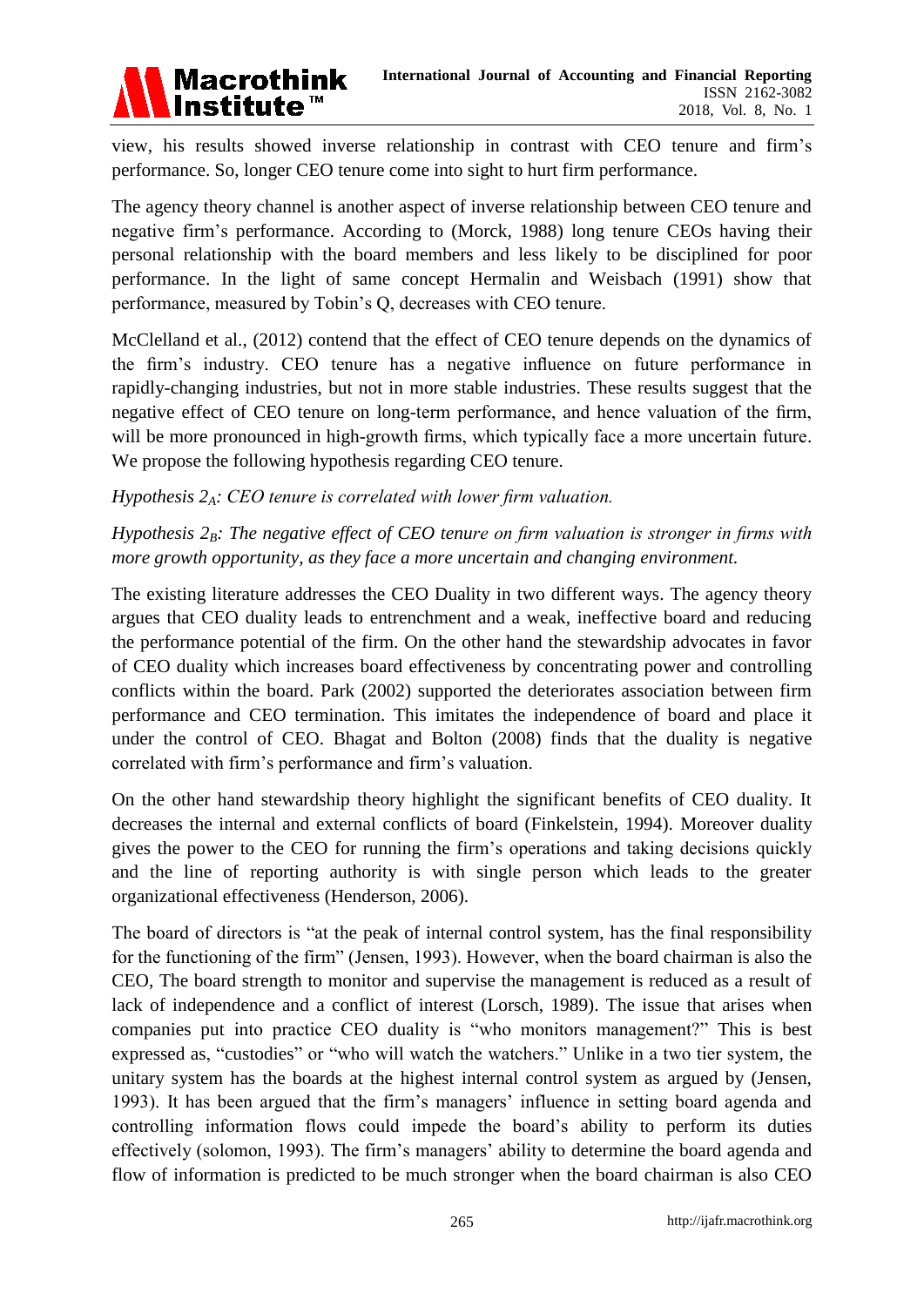view, his results showed inverse relationship in contrast with CEO tenure and firm's performance. So, longer CEO tenure come into sight to hurt firm performance.

The agency theory channel is another aspect of inverse relationship between CEO tenure and negative firm's performance. According to (Morck, 1988) long tenure CEOs having their personal relationship with the board members and less likely to be disciplined for poor performance. In the light of same concept Hermalin and Weisbach (1991) show that performance, measured by Tobin's Q, decreases with CEO tenure.

McClelland et al., (2012) contend that the effect of CEO tenure depends on the dynamics of the firm's industry. CEO tenure has a negative influence on future performance in rapidly-changing industries, but not in more stable industries. These results suggest that the negative effect of CEO tenure on long-term performance, and hence valuation of the firm, will be more pronounced in high-growth firms, which typically face a more uncertain future. We propose the following hypothesis regarding CEO tenure.

*Hypothesis $2_A$: CEO tenure is correlated with lower firm valuation.*

*Hypothesis $2_B$: The negative effect of CEO tenure on firm valuation is stronger in firms with more growth opportunity, as they face a more uncertain and changing environment.*

The existing literature addresses the CEO Duality in two different ways. The agency theory argues that CEO duality leads to entrenchment and a weak, ineffective board and reducing the performance potential of the firm. On the other hand the stewardship advocates in favor of CEO duality which increases board effectiveness by concentrating power and controlling conflicts within the board. Park (2002) supported the deteriorates association between firm performance and CEO termination. This imitates the independence of board and place it under the control of CEO. Bhagat and Bolton (2008) finds that the duality is negative correlated with firm's performance and firm's valuation.

On the other hand stewardship theory highlight the significant benefits of CEO duality. It decreases the internal and external conflicts of board (Finkelstein, 1994). Moreover duality gives the power to the CEO for running the firm's operations and taking decisions quickly and the line of reporting authority is with single person which leads to the greater organizational effectiveness (Henderson, 2006).

The board of directors is "at the peak of internal control system, has the final responsibility for the functioning of the firm" (Jensen, 1993). However, when the board chairman is also the CEO, The board strength to monitor and supervise the management is reduced as a result of lack of independence and a conflict of interest (Lorsch, 1989). The issue that arises when companies put into practice CEO duality is "who monitors management?" This is best expressed as, "custodies" or "who will watch the watchers." Unlike in a two tier system, the unitary system has the boards at the highest internal control system as argued by (Jensen, 1993). It has been argued that the firm's managers' influence in setting board agenda and controlling information flows could impede the board's ability to perform its duties effectively (solomon, 1993). The firm's managers' ability to determine the board agenda and flow of information is predicted to be much stronger when the board chairman is also CEO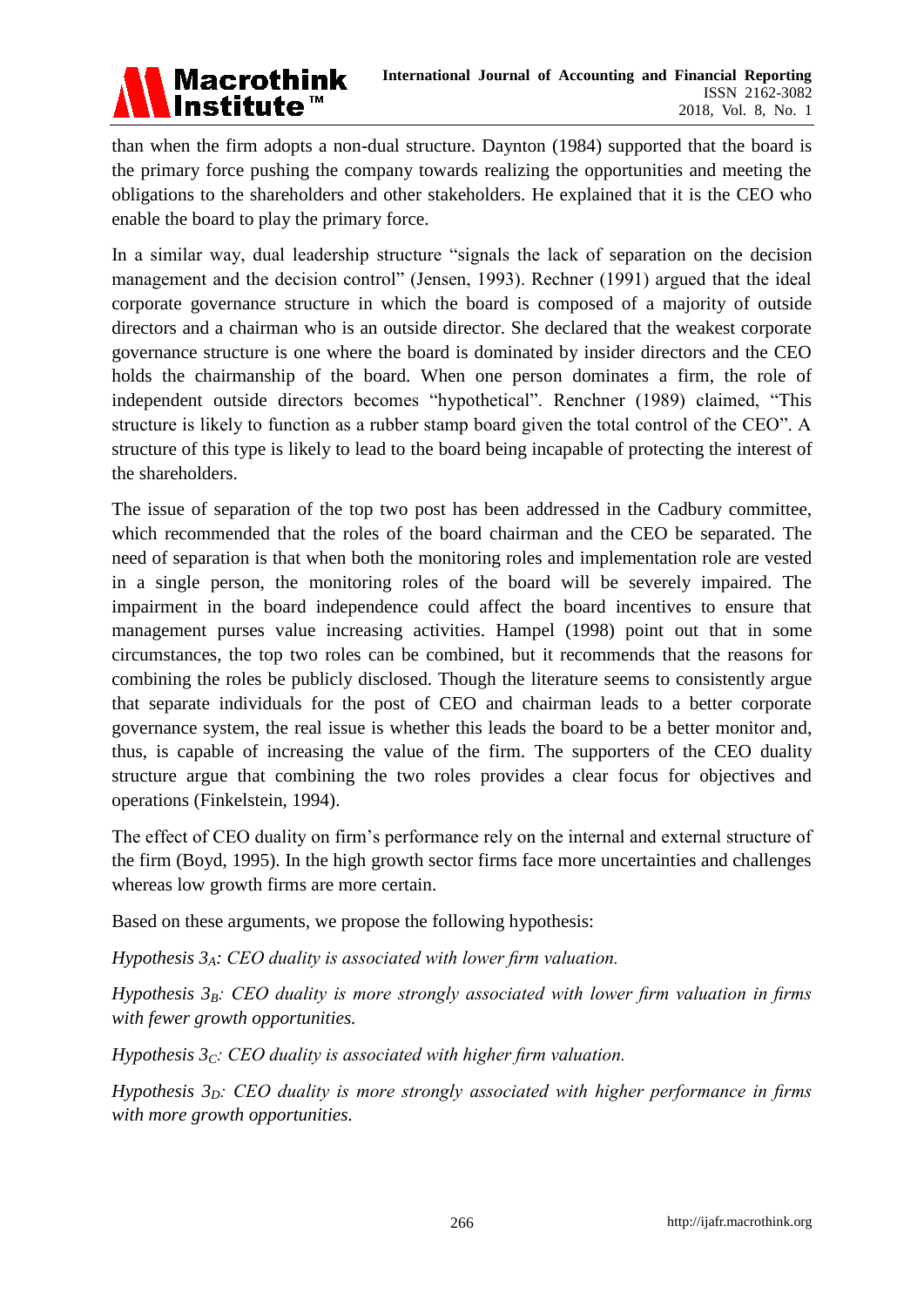than when the firm adopts a non-dual structure. Daynton (1984) supported that the board is the primary force pushing the company towards realizing the opportunities and meeting the obligations to the shareholders and other stakeholders. He explained that it is the CEO who enable the board to play the primary force.

In a similar way, dual leadership structure "signals the lack of separation on the decision management and the decision control" (Jensen, 1993). Rechner (1991) argued that the ideal corporate governance structure in which the board is composed of a majority of outside directors and a chairman who is an outside director. She declared that the weakest corporate governance structure is one where the board is dominated by insider directors and the CEO holds the chairmanship of the board. When one person dominates a firm, the role of independent outside directors becomes "hypothetical". Renchner (1989) claimed, "This structure is likely to function as a rubber stamp board given the total control of the CEO". A structure of this type is likely to lead to the board being incapable of protecting the interest of the shareholders.

The issue of separation of the top two post has been addressed in the Cadbury committee, which recommended that the roles of the board chairman and the CEO be separated. The need of separation is that when both the monitoring roles and implementation role are vested in a single person, the monitoring roles of the board will be severely impaired. The impairment in the board independence could affect the board incentives to ensure that management purses value increasing activities. Hampel (1998) point out that in some circumstances, the top two roles can be combined, but it recommends that the reasons for combining the roles be publicly disclosed. Though the literature seems to consistently argue that separate individuals for the post of CEO and chairman leads to a better corporate governance system, the real issue is whether this leads the board to be a better monitor and, thus, is capable of increasing the value of the firm. The supporters of the CEO duality structure argue that combining the two roles provides a clear focus for objectives and operations (Finkelstein, 1994).

The effect of CEO duality on firm's performance rely on the internal and external structure of the firm (Boyd, 1995). In the high growth sector firms face more uncertainties and challenges whereas low growth firms are more certain.

Based on these arguments, we propose the following hypothesis:

*Hypothesis $3_A$: CEO duality is associated with lower firm valuation.*

*Hypothesis $3_B$: CEO duality is more strongly associated with lower firm valuation in firms with fewer growth opportunities.*

*Hypothesis $3_C$: CEO duality is associated with higher firm valuation.*

*Hypothesis $3_D$: CEO duality is more strongly associated with higher performance in firms with more growth opportunities.*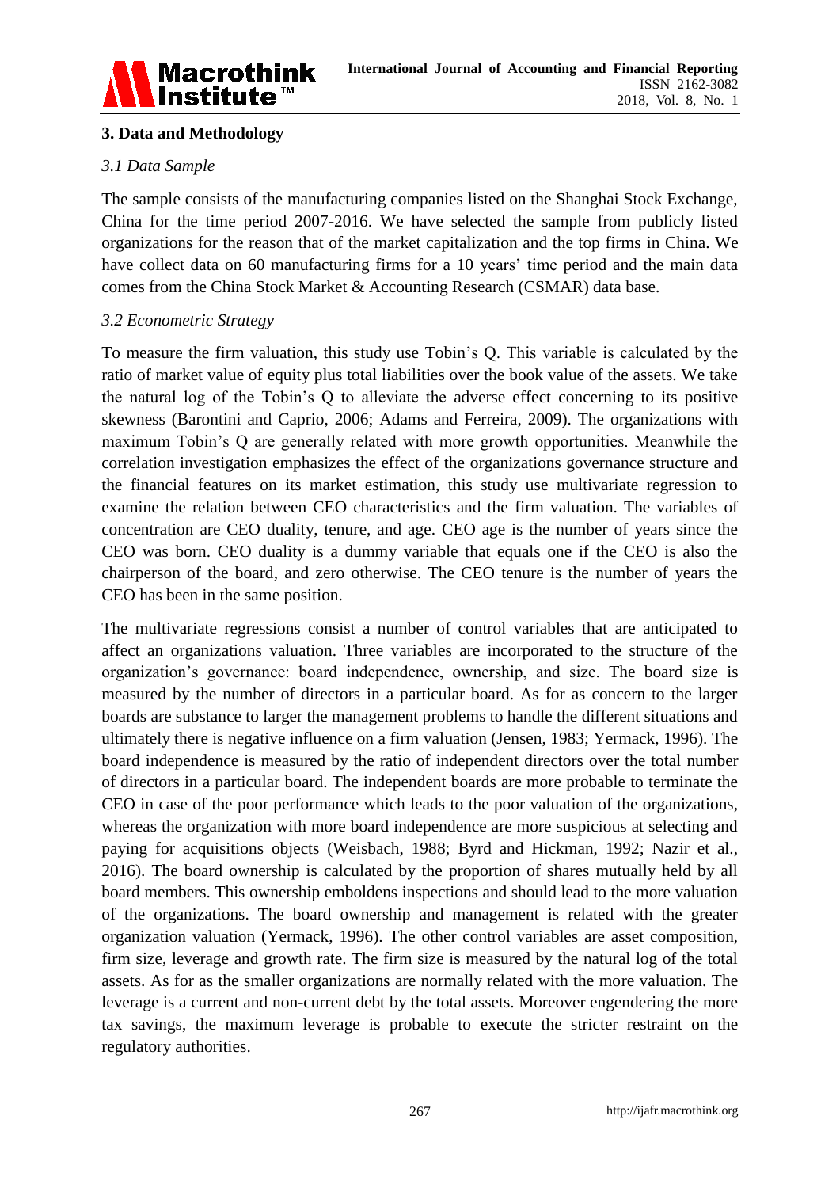## 3. Data and Methodology

### *3.1 Data Sample*

The sample consists of the manufacturing companies listed on the Shanghai Stock Exchange, China for the time period 2007-2016. We have selected the sample from publicly listed organizations for the reason that of the market capitalization and the top firms in China. We have collect data on 60 manufacturing firms for a 10 years' time period and the main data comes from the China Stock Market & Accounting Research (CSMAR) data base.

### *3.2 Econometric Strategy*

To measure the firm valuation, this study use Tobin's Q. This variable is calculated by the ratio of market value of equity plus total liabilities over the book value of the assets. We take the natural log of the Tobin's Q to alleviate the adverse effect concerning to its positive skewness (Barontini and Caprio, 2006; Adams and Ferreira, 2009). The organizations with maximum Tobin's Q are generally related with more growth opportunities. Meanwhile the correlation investigation emphasizes the effect of the organizations governance structure and the financial features on its market estimation, this study use multivariate regression to examine the relation between CEO characteristics and the firm valuation. The variables of concentration are CEO duality, tenure, and age. CEO age is the number of years since the CEO was born. CEO duality is a dummy variable that equals one if the CEO is also the chairperson of the board, and zero otherwise. The CEO tenure is the number of years the CEO has been in the same position.

The multivariate regressions consist a number of control variables that are anticipated to affect an organizations valuation. Three variables are incorporated to the structure of the organization's governance: board independence, ownership, and size. The board size is measured by the number of directors in a particular board. As for as concern to the larger boards are substance to larger the management problems to handle the different situations and ultimately there is negative influence on a firm valuation (Jensen, 1983; Yermack, 1996). The board independence is measured by the ratio of independent directors over the total number of directors in a particular board. The independent boards are more probable to terminate the CEO in case of the poor performance which leads to the poor valuation of the organizations, whereas the organization with more board independence are more suspicious at selecting and paying for acquisitions objects (Weisbach, 1988; Byrd and Hickman, 1992; Nazir et al., 2016). The board ownership is calculated by the proportion of shares mutually held by all board members. This ownership emboldens inspections and should lead to the more valuation of the organizations. The board ownership and management is related with the greater organization valuation (Yermack, 1996). The other control variables are asset composition, firm size, leverage and growth rate. The firm size is measured by the natural log of the total assets. As for as the smaller organizations are normally related with the more valuation. The leverage is a current and non-current debt by the total assets. Moreover engendering the more tax savings, the maximum leverage is probable to execute the stricter restraint on the regulatory authorities.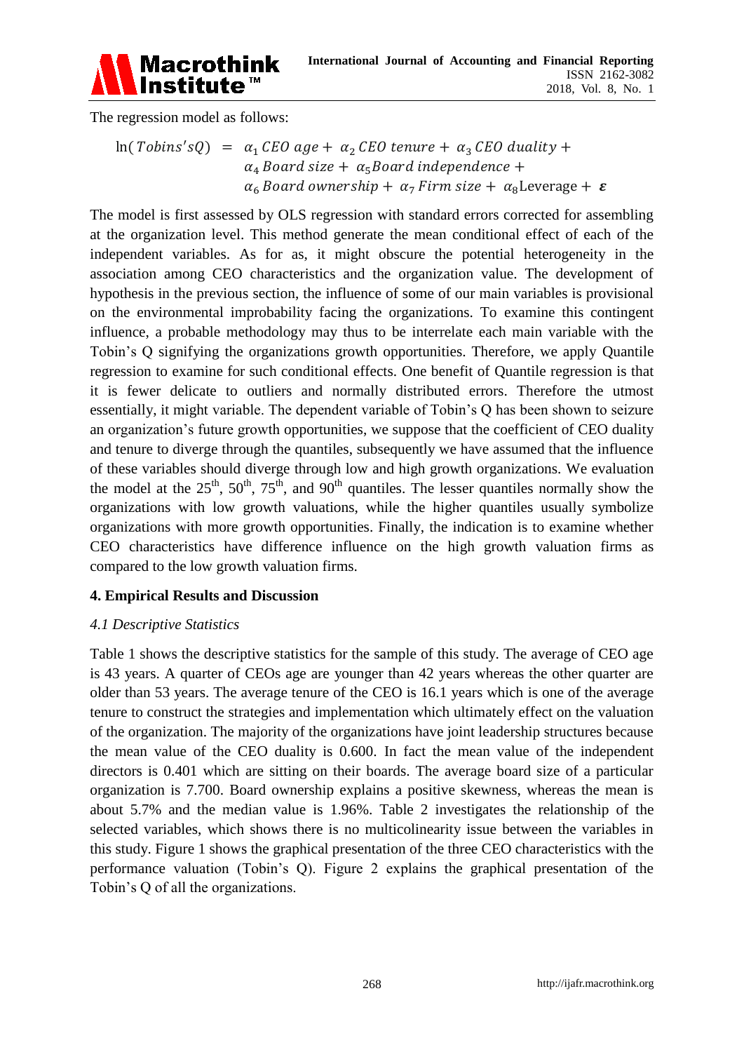The regression model as follows:

$$\ln(Tobins'sQ) = \alpha_1 \, CEO\ age + \alpha_2 \, CEO\ tenure + \alpha_3 \, CEO\ duality + \alpha_4 \, Board\ size + \alpha_5 Board\ independence + \alpha_6 \, Board\ ownership + \alpha_7 \, Firm\ size + \alpha_8 \text{Leverage} + \boldsymbol{\varepsilon}$$

The model is first assessed by OLS regression with standard errors corrected for assembling at the organization level. This method generate the mean conditional effect of each of the independent variables. As for as, it might obscure the potential heterogeneity in the association among CEO characteristics and the organization value. The development of hypothesis in the previous section, the influence of some of our main variables is provisional on the environmental improbability facing the organizations. To examine this contingent influence, a probable methodology may thus to be interrelate each main variable with the Tobin's Q signifying the organizations growth opportunities. Therefore, we apply Quantile regression to examine for such conditional effects. One benefit of Quantile regression is that it is fewer delicate to outliers and normally distributed errors. Therefore the utmost essentially, it might variable. The dependent variable of Tobin's Q has been shown to seizure an organization's future growth opportunities, we suppose that the coefficient of CEO duality and tenure to diverge through the quantiles, subsequently we have assumed that the influence of these variables should diverge through low and high growth organizations. We evaluation the model at the 25$^{th}$, 50$^{th}$, 75$^{th}$, and 90$^{th}$ quantiles. The lesser quantiles normally show the organizations with low growth valuations, while the higher quantiles usually symbolize organizations with more growth opportunities. Finally, the indication is to examine whether CEO characteristics have difference influence on the high growth valuation firms as compared to the low growth valuation firms.

## 4. Empirical Results and Discussion

### *4.1 Descriptive Statistics*

Table 1 shows the descriptive statistics for the sample of this study. The average of CEO age is 43 years. A quarter of CEOs age are younger than 42 years whereas the other quarter are older than 53 years. The average tenure of the CEO is 16.1 years which is one of the average tenure to construct the strategies and implementation which ultimately effect on the valuation of the organization. The majority of the organizations have joint leadership structures because the mean value of the CEO duality is 0.600. In fact the mean value of the independent directors is 0.401 which are sitting on their boards. The average board size of a particular organization is 7.700. Board ownership explains a positive skewness, whereas the mean is about 5.7% and the median value is 1.96%. Table 2 investigates the relationship of the selected variables, which shows there is no multicolinearity issue between the variables in this study. Figure 1 shows the graphical presentation of the three CEO characteristics with the performance valuation (Tobin's Q). Figure 2 explains the graphical presentation of the Tobin's Q of all the organizations.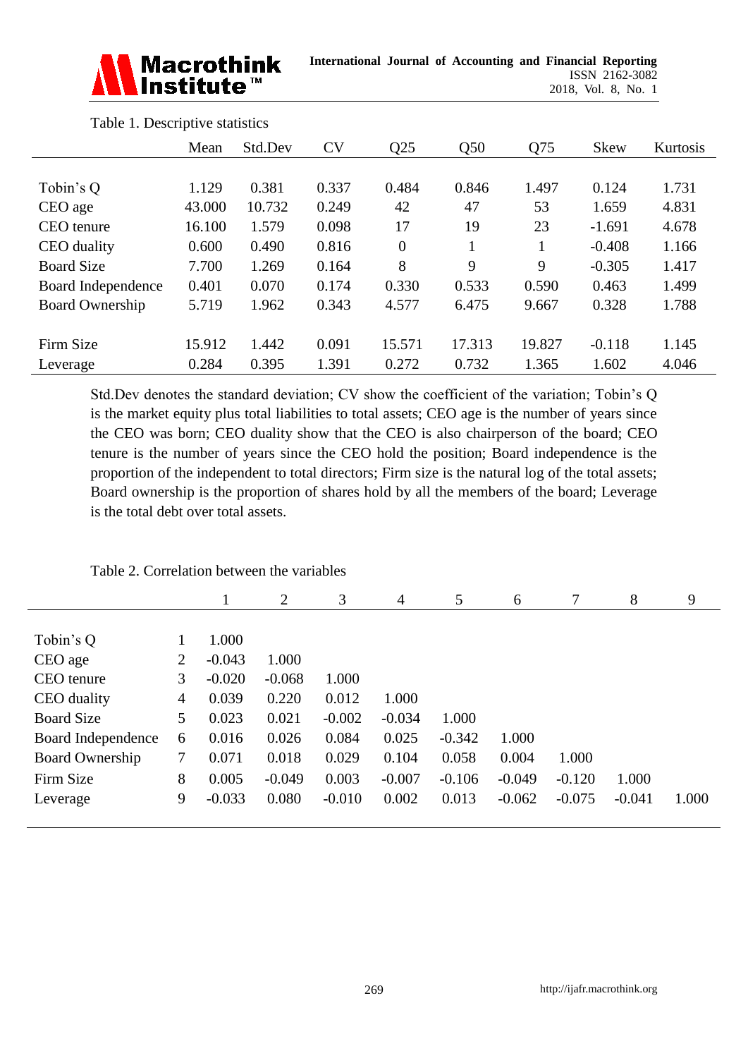Table 1. Descriptive statistics

| | Mean | Std.Dev | CV | Q25 | Q50 | Q75 | Skew | Kurtosis |
|---|---|---|---|---|---|---|---|---|
| Tobin's Q | 1.129 | 0.381 | 0.337 | 0.484 | 0.846 | 1.497 | 0.124 | 1.731 |
| CEO age | 43.000 | 10.732 | 0.249 | 42 | 47 | 53 | 1.659 | 4.831 |
| CEO tenure | 16.100 | 1.579 | 0.098 | 17 | 19 | 23 | -1.691 | 4.678 |
| CEO duality | 0.600 | 0.490 | 0.816 | 0 | 1 | 1 | -0.408 | 1.166 |
| Board Size | 7.700 | 1.269 | 0.164 | 8 | 9 | 9 | -0.305 | 1.417 |
| Board Independence | 0.401 | 0.070 | 0.174 | 0.330 | 0.533 | 0.590 | 0.463 | 1.499 |
| Board Ownership | 5.719 | 1.962 | 0.343 | 4.577 | 6.475 | 9.667 | 0.328 | 1.788 |
| Firm Size | 15.912 | 1.442 | 0.091 | 15.571 | 17.313 | 19.827 | -0.118 | 1.145 |
| Leverage | 0.284 | 0.395 | 1.391 | 0.272 | 0.732 | 1.365 | 1.602 | 4.046 |

Std.Dev denotes the standard deviation; CV show the coefficient of the variation; Tobin's Q is the market equity plus total liabilities to total assets; CEO age is the number of years since the CEO was born; CEO duality show that the CEO is also chairperson of the board; CEO tenure is the number of years since the CEO hold the position; Board independence is the proportion of the independent to total directors; Firm size is the natural log of the total assets; Board ownership is the proportion of shares hold by all the members of the board; Leverage is the total debt over total assets.

Table 2. Correlation between the variables

| | | 1 | 2 | 3 | 4 | 5 | 6 | 7 | 8 | 9 |
|---|---|---|---|---|---|---|---|---|---|---|
| Tobin's Q | 1 | 1.000 | | | | | | | | |
| CEO age | 2 | -0.043 | 1.000 | | | | | | | |
| CEO tenure | 3 | -0.020 | -0.068 | 1.000 | | | | | | |
| CEO duality | 4 | 0.039 | 0.220 | 0.012 | 1.000 | | | | | |
| Board Size | 5 | 0.023 | 0.021 | -0.002 | -0.034 | 1.000 | | | | |
| Board Independence | 6 | 0.016 | 0.026 | 0.084 | 0.025 | -0.342 | 1.000 | | | |
| Board Ownership | 7 | 0.071 | 0.018 | 0.029 | 0.104 | 0.058 | 0.004 | 1.000 | | |
| Firm Size | 8 | 0.005 | -0.049 | 0.003 | -0.007 | -0.106 | -0.049 | -0.120 | 1.000 | |
| Leverage | 9 | -0.033 | 0.080 | -0.010 | 0.002 | 0.013 | -0.062 | -0.075 | -0.041 | 1.000 |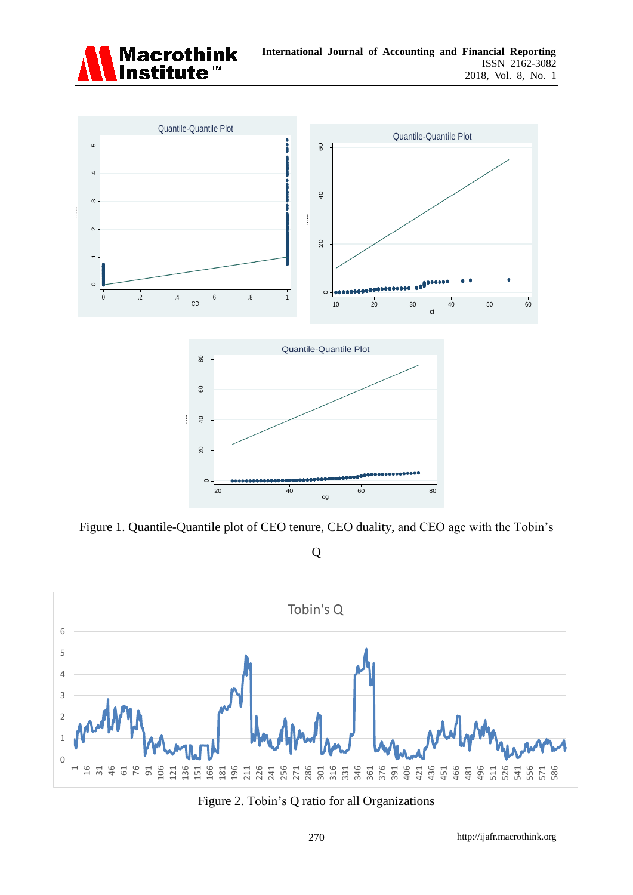Figure 1. Quantile-Quantile plot of CEO tenure, CEO duality, and CEO age with the Tobin's Q

Figure 2. Tobin's Q ratio for all Organizations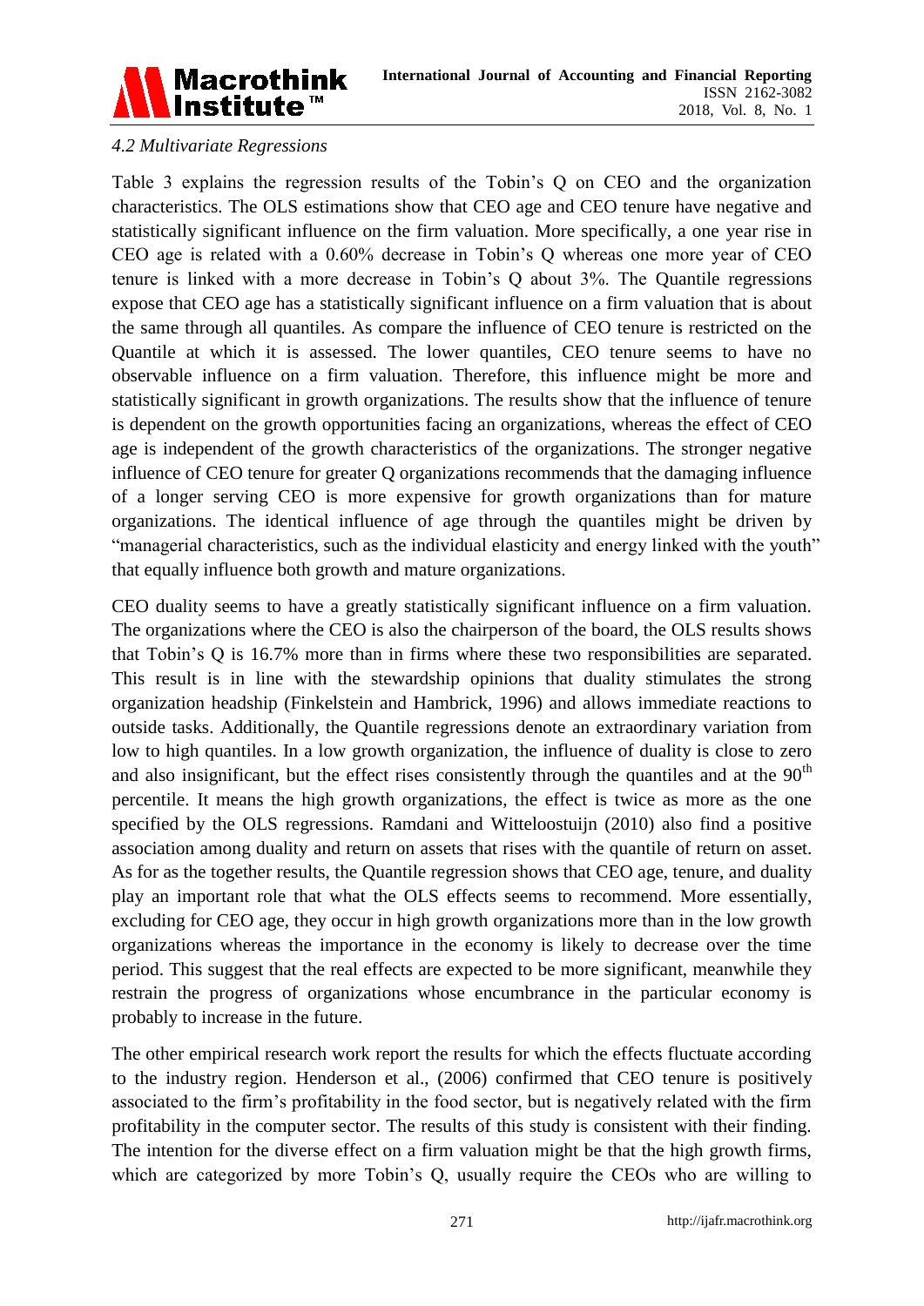### *4.2 Multivariate Regressions*

Table 3 explains the regression results of the Tobin's Q on CEO and the organization characteristics. The OLS estimations show that CEO age and CEO tenure have negative and statistically significant influence on the firm valuation. More specifically, a one year rise in CEO age is related with a 0.60% decrease in Tobin's Q whereas one more year of CEO tenure is linked with a more decrease in Tobin's Q about 3%. The Quantile regressions expose that CEO age has a statistically significant influence on a firm valuation that is about the same through all quantiles. As compare the influence of CEO tenure is restricted on the Quantile at which it is assessed. The lower quantiles, CEO tenure seems to have no observable influence on a firm valuation. Therefore, this influence might be more and statistically significant in growth organizations. The results show that the influence of tenure is dependent on the growth opportunities facing an organizations, whereas the effect of CEO age is independent of the growth characteristics of the organizations. The stronger negative influence of CEO tenure for greater Q organizations recommends that the damaging influence of a longer serving CEO is more expensive for growth organizations than for mature organizations. The identical influence of age through the quantiles might be driven by "managerial characteristics, such as the individual elasticity and energy linked with the youth" that equally influence both growth and mature organizations.

CEO duality seems to have a greatly statistically significant influence on a firm valuation. The organizations where the CEO is also the chairperson of the board, the OLS results shows that Tobin's Q is 16.7% more than in firms where these two responsibilities are separated. This result is in line with the stewardship opinions that duality stimulates the strong organization headship (Finkelstein and Hambrick, 1996) and allows immediate reactions to outside tasks. Additionally, the Quantile regressions denote an extraordinary variation from low to high quantiles. In a low growth organization, the influence of duality is close to zero and also insignificant, but the effect rises consistently through the quantiles and at the 90th percentile. It means the high growth organizations, the effect is twice as more as the one specified by the OLS regressions. Ramdani and Witteloostuijn (2010) also find a positive association among duality and return on assets that rises with the quantile of return on asset. As for as the together results, the Quantile regression shows that CEO age, tenure, and duality play an important role that what the OLS effects seems to recommend. More essentially, excluding for CEO age, they occur in high growth organizations more than in the low growth organizations whereas the importance in the economy is likely to decrease over the time period. This suggest that the real effects are expected to be more significant, meanwhile they restrain the progress of organizations whose encumbrance in the particular economy is probably to increase in the future.

The other empirical research work report the results for which the effects fluctuate according to the industry region. Henderson et al., (2006) confirmed that CEO tenure is positively associated to the firm's profitability in the food sector, but is negatively related with the firm profitability in the computer sector. The results of this study is consistent with their finding. The intention for the diverse effect on a firm valuation might be that the high growth firms, which are categorized by more Tobin's Q, usually require the CEOs who are willing to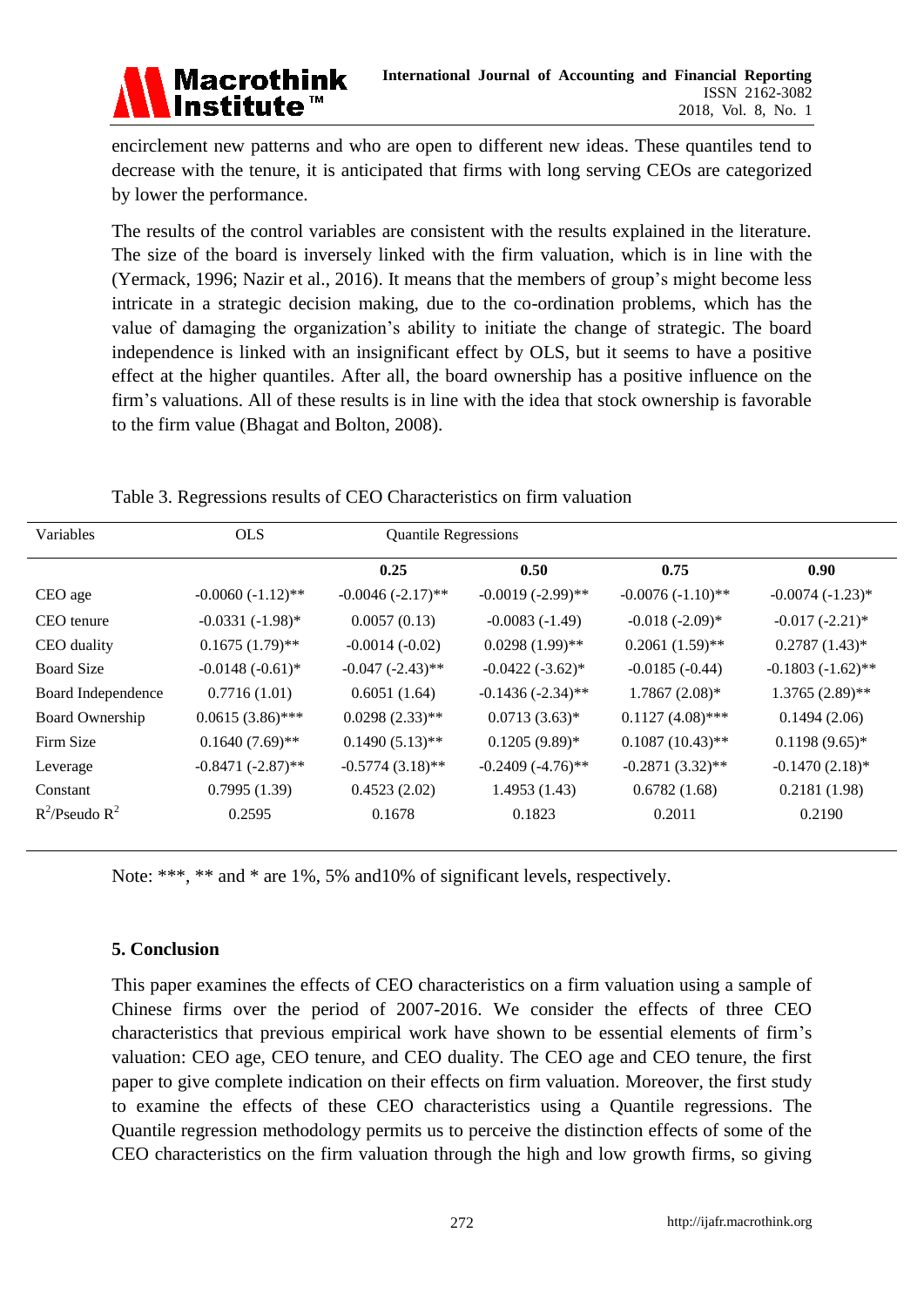encirclement new patterns and who are open to different new ideas. These quantiles tend to decrease with the tenure, it is anticipated that firms with long serving CEOs are categorized by lower the performance.

The results of the control variables are consistent with the results explained in the literature. The size of the board is inversely linked with the firm valuation, which is in line with the (Yermack, 1996; Nazir et al., 2016). It means that the members of group's might become less intricate in a strategic decision making, due to the co-ordination problems, which has the value of damaging the organization's ability to initiate the change of strategic. The board independence is linked with an insignificant effect by OLS, but it seems to have a positive effect at the higher quantiles. After all, the board ownership has a positive influence on the firm's valuations. All of these results is in line with the idea that stock ownership is favorable to the firm value (Bhagat and Bolton, 2008).

Table 3. Regressions results of CEO Characteristics on firm valuation

| Variables | OLS | Quantile Regressions | | | |
|---|---|---|---|---|---|
| | | **0.25** | **0.50** | **0.75** | **0.90** |
| CEO age | -0.0060 (-1.12)** | -0.0046 (-2.17)** | -0.0019 (-2.99)** | -0.0076 (-1.10)** | -0.0074 (-1.23)* |
| CEO tenure | -0.0331 (-1.98)* | 0.0057 (0.13) | -0.0083 (-1.49) | -0.018 (-2.09)* | -0.017 (-2.21)* |
| CEO duality | 0.1675 (1.79)** | -0.0014 (-0.02) | 0.0298 (1.99)** | 0.2061 (1.59)** | 0.2787 (1.43)* |
| Board Size | -0.0148 (-0.61)* | -0.047 (-2.43)** | -0.0422 (-3.62)* | -0.0185 (-0.44) | -0.1803 (-1.62)** |
| Board Independence | 0.7716 (1.01) | 0.6051 (1.64) | -0.1436 (-2.34)** | 1.7867 (2.08)* | 1.3765 (2.89)** |
| Board Ownership | 0.0615 (3.86)*** | 0.0298 (2.33)** | 0.0713 (3.63)* | 0.1127 (4.08)*** | 0.1494 (2.06) |
| Firm Size | 0.1640 (7.69)** | 0.1490 (5.13)** | 0.1205 (9.89)* | 0.1087 (10.43)** | 0.1198 (9.65)* |
| Leverage | -0.8471 (-2.87)** | -0.5774 (3.18)** | -0.2409 (-4.76)** | -0.2871 (3.32)** | -0.1470 (2.18)* |
| Constant | 0.7995 (1.39) | 0.4523 (2.02) | 1.4953 (1.43) | 0.6782 (1.68) | 0.2181 (1.98) |
| $R^2$/Pseudo $R^2$ | 0.2595 | 0.1678 | 0.1823 | 0.2011 | 0.2190 |

Note: ***, ** and * are 1%, 5% and10% of significant levels, respectively.

## 5. Conclusion

This paper examines the effects of CEO characteristics on a firm valuation using a sample of Chinese firms over the period of 2007-2016. We consider the effects of three CEO characteristics that previous empirical work have shown to be essential elements of firm's valuation: CEO age, CEO tenure, and CEO duality. The CEO age and CEO tenure, the first paper to give complete indication on their effects on firm valuation. Moreover, the first study to examine the effects of these CEO characteristics using a Quantile regressions. The Quantile regression methodology permits us to perceive the distinction effects of some of the CEO characteristics on the firm valuation through the high and low growth firms, so giving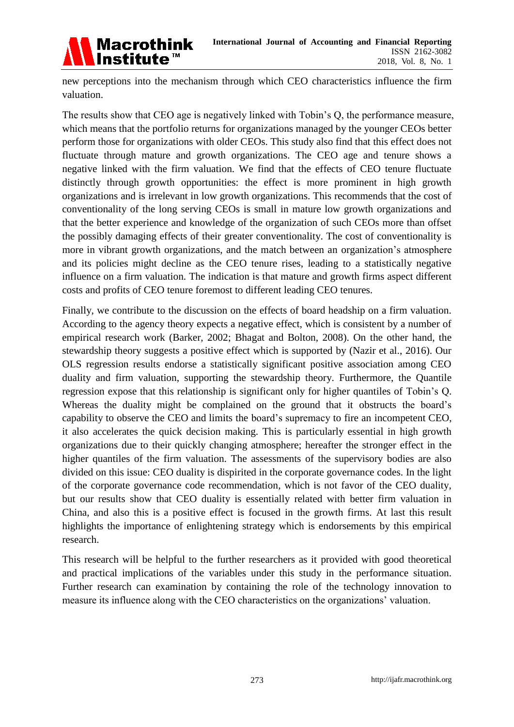new perceptions into the mechanism through which CEO characteristics influence the firm valuation.

The results show that CEO age is negatively linked with Tobin's Q, the performance measure, which means that the portfolio returns for organizations managed by the younger CEOs better perform those for organizations with older CEOs. This study also find that this effect does not fluctuate through mature and growth organizations. The CEO age and tenure shows a negative linked with the firm valuation. We find that the effects of CEO tenure fluctuate distinctly through growth opportunities: the effect is more prominent in high growth organizations and is irrelevant in low growth organizations. This recommends that the cost of conventionality of the long serving CEOs is small in mature low growth organizations and that the better experience and knowledge of the organization of such CEOs more than offset the possibly damaging effects of their greater conventionality. The cost of conventionality is more in vibrant growth organizations, and the match between an organization's atmosphere and its policies might decline as the CEO tenure rises, leading to a statistically negative influence on a firm valuation. The indication is that mature and growth firms aspect different costs and profits of CEO tenure foremost to different leading CEO tenures.

Finally, we contribute to the discussion on the effects of board headship on a firm valuation. According to the agency theory expects a negative effect, which is consistent by a number of empirical research work (Barker, 2002; Bhagat and Bolton, 2008). On the other hand, the stewardship theory suggests a positive effect which is supported by (Nazir et al., 2016). Our OLS regression results endorse a statistically significant positive association among CEO duality and firm valuation, supporting the stewardship theory. Furthermore, the Quantile regression expose that this relationship is significant only for higher quantiles of Tobin's Q. Whereas the duality might be complained on the ground that it obstructs the board's capability to observe the CEO and limits the board's supremacy to fire an incompetent CEO, it also accelerates the quick decision making. This is particularly essential in high growth organizations due to their quickly changing atmosphere; hereafter the stronger effect in the higher quantiles of the firm valuation. The assessments of the supervisory bodies are also divided on this issue: CEO duality is dispirited in the corporate governance codes. In the light of the corporate governance code recommendation, which is not favor of the CEO duality, but our results show that CEO duality is essentially related with better firm valuation in China, and also this is a positive effect is focused in the growth firms. At last this result highlights the importance of enlightening strategy which is endorsements by this empirical research.

This research will be helpful to the further researchers as it provided with good theoretical and practical implications of the variables under this study in the performance situation. Further research can examination by containing the role of the technology innovation to measure its influence along with the CEO characteristics on the organizations' valuation.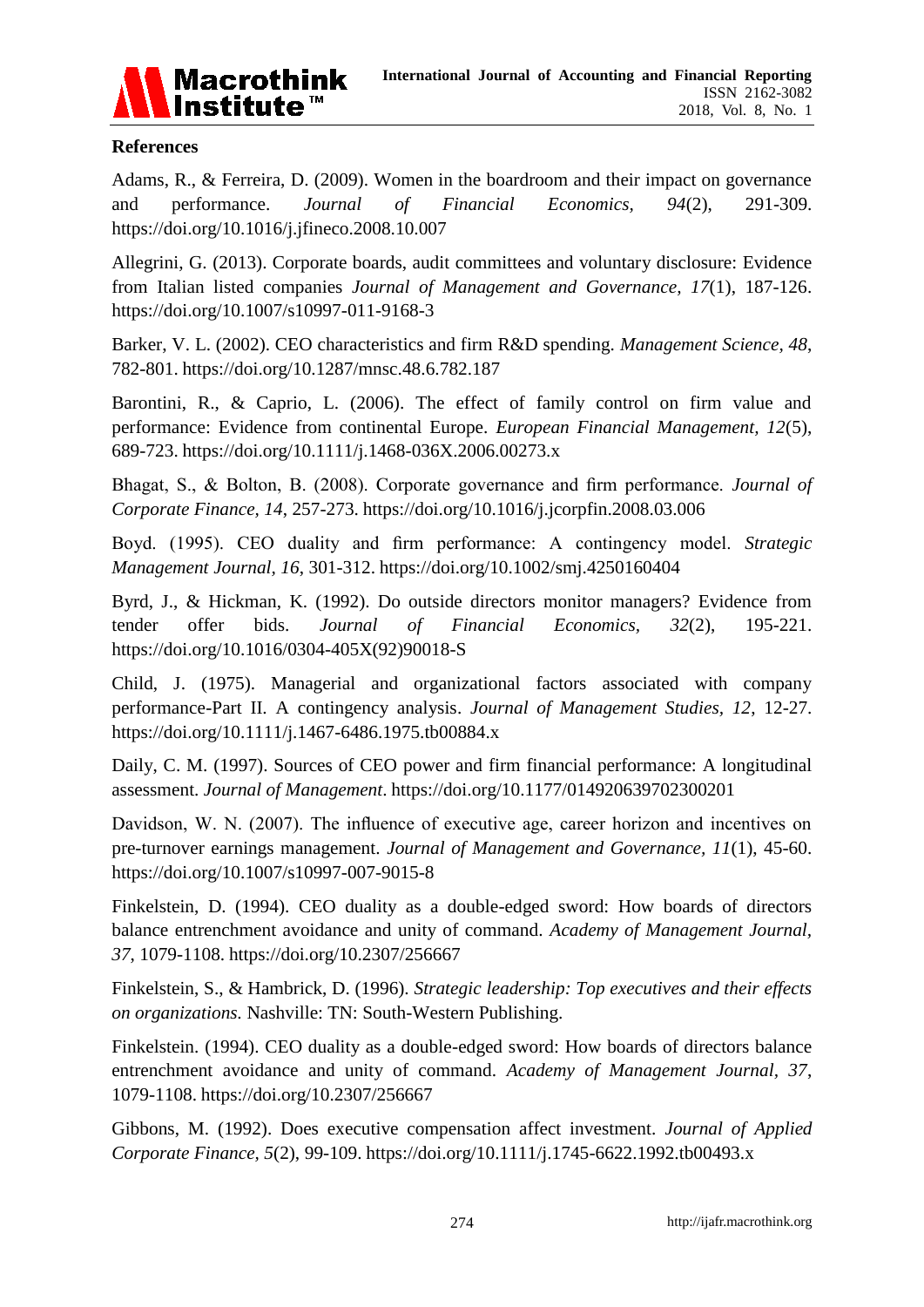## References

Adams, R., & Ferreira, D. (2009). Women in the boardroom and their impact on governance and performance. *Journal of Financial Economics*, *94*(2), 291-309. https://doi.org/10.1016/j.jfineco.2008.10.007

Allegrini, G. (2013). Corporate boards, audit committees and voluntary disclosure: Evidence from Italian listed companies *Journal of Management and Governance, 17*(1), 187-126. https://doi.org/10.1007/s10997-011-9168-3

Barker, V. L. (2002). CEO characteristics and firm R&D spending. *Management Science*, *48*, 782-801. https://doi.org/10.1287/mnsc.48.6.782.187

Barontini, R., & Caprio, L. (2006). The effect of family control on firm value and performance: Evidence from continental Europe. *European Financial Management, 12*(5), 689-723. https://doi.org/10.1111/j.1468-036X.2006.00273.x

Bhagat, S., & Bolton, B. (2008). Corporate governance and firm performance. *Journal of Corporate Finance, 14*, 257-273. https://doi.org/10.1016/j.jcorpfin.2008.03.006

Boyd. (1995). CEO duality and firm performance: A contingency model. *Strategic Management Journal, 16*, 301-312. https://doi.org/10.1002/smj.4250160404

Byrd, J., & Hickman, K. (1992). Do outside directors monitor managers? Evidence from tender offer bids. *Journal of Financial Economics*, *32*(2), 195-221. https://doi.org/10.1016/0304-405X(92)90018-S

Child, J. (1975). Managerial and organizational factors associated with company performance-Part II. A contingency analysis. *Journal of Management Studies, 12*, 12-27. https://doi.org/10.1111/j.1467-6486.1975.tb00884.x

Daily, C. M. (1997). Sources of CEO power and firm financial performance: A longitudinal assessment. *Journal of Management*. https://doi.org/10.1177/014920639702300201

Davidson, W. N. (2007). The influence of executive age, career horizon and incentives on pre-turnover earnings management. *Journal of Management and Governance, 11*(1), 45-60. https://doi.org/10.1007/s10997-007-9015-8

Finkelstein, D. (1994). CEO duality as a double-edged sword: How boards of directors balance entrenchment avoidance and unity of command. *Academy of Management Journal*, *37*, 1079-1108. https://doi.org/10.2307/256667

Finkelstein, S., & Hambrick, D. (1996). *Strategic leadership: Top executives and their effects on organizations.* Nashville: TN: South-Western Publishing.

Finkelstein. (1994). CEO duality as a double-edged sword: How boards of directors balance entrenchment avoidance and unity of command. *Academy of Management Journal*, *37*, 1079-1108. https://doi.org/10.2307/256667

Gibbons, M. (1992). Does executive compensation affect investment. *Journal of Applied Corporate Finance*, *5*(2), 99-109. https://doi.org/10.1111/j.1745-6622.1992.tb00493.x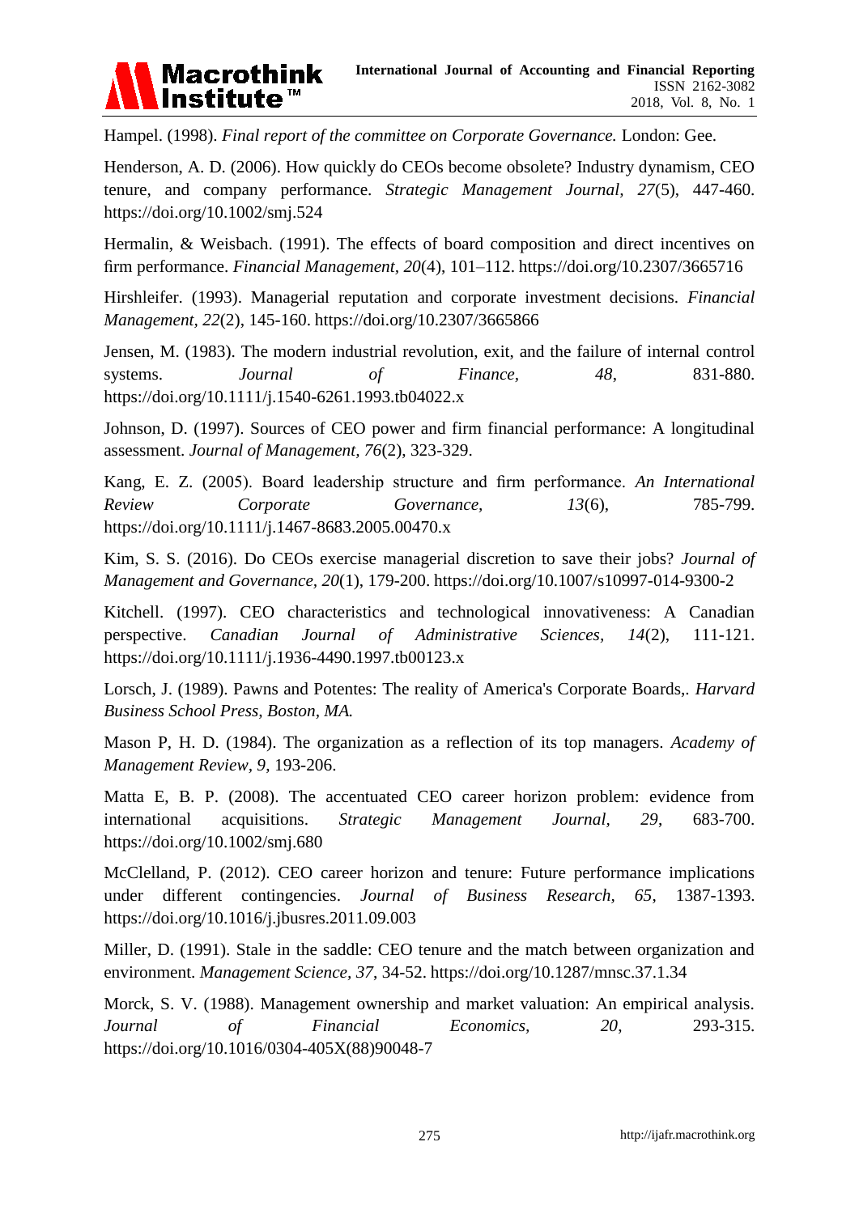Hampel. (1998). *Final report of the committee on Corporate Governance.* London: Gee.

Henderson, A. D. (2006). How quickly do CEOs become obsolete? Industry dynamism, CEO tenure, and company performance. *Strategic Management Journal*, *27*(5), 447-460. https://doi.org/10.1002/smj.524

Hermalin, & Weisbach. (1991). The effects of board composition and direct incentives on firm performance. *Financial Management, 20*(4), 101–112. https://doi.org/10.2307/3665716

Hirshleifer. (1993). Managerial reputation and corporate investment decisions. *Financial Management*, *22*(2), 145-160. https://doi.org/10.2307/3665866

Jensen, M. (1983). The modern industrial revolution, exit, and the failure of internal control systems. *Journal of Finance*, *48*, 831-880. https://doi.org/10.1111/j.1540-6261.1993.tb04022.x

Johnson, D. (1997). Sources of CEO power and firm financial performance: A longitudinal assessment. *Journal of Management, 76*(2), 323-329.

Kang, E. Z. (2005). Board leadership structure and firm performance. *An International Review Corporate Governance,* *13*(6), 785-799. https://doi.org/10.1111/j.1467-8683.2005.00470.x

Kim, S. S. (2016). Do CEOs exercise managerial discretion to save their jobs? *Journal of Management and Governance*, *20*(1), 179-200. https://doi.org/10.1007/s10997-014-9300-2

Kitchell. (1997). CEO characteristics and technological innovativeness: A Canadian perspective. *Canadian Journal of Administrative Sciences, 14*(2), 111-121. https://doi.org/10.1111/j.1936-4490.1997.tb00123.x

Lorsch, J. (1989). Pawns and Potentes: The reality of America's Corporate Boards,. *Harvard Business School Press, Boston, MA.*

Mason P, H. D. (1984). The organization as a reflection of its top managers. *Academy of Management Review*, *9*, 193-206.

Matta E, B. P. (2008). The accentuated CEO career horizon problem: evidence from international acquisitions. *Strategic Management Journal*, *29*, 683-700. https://doi.org/10.1002/smj.680

McClelland, P. (2012). CEO career horizon and tenure: Future performance implications under different contingencies. *Journal of Business Research*, *65*, 1387-1393. https://doi.org/10.1016/j.jbusres.2011.09.003

Miller, D. (1991). Stale in the saddle: CEO tenure and the match between organization and environment. *Management Science*, *37*, 34-52. https://doi.org/10.1287/mnsc.37.1.34

Morck, S. V. (1988). Management ownership and market valuation: An empirical analysis. *Journal of Financial Economics*, *20*, 293-315. https://doi.org/10.1016/0304-405X(88)90048-7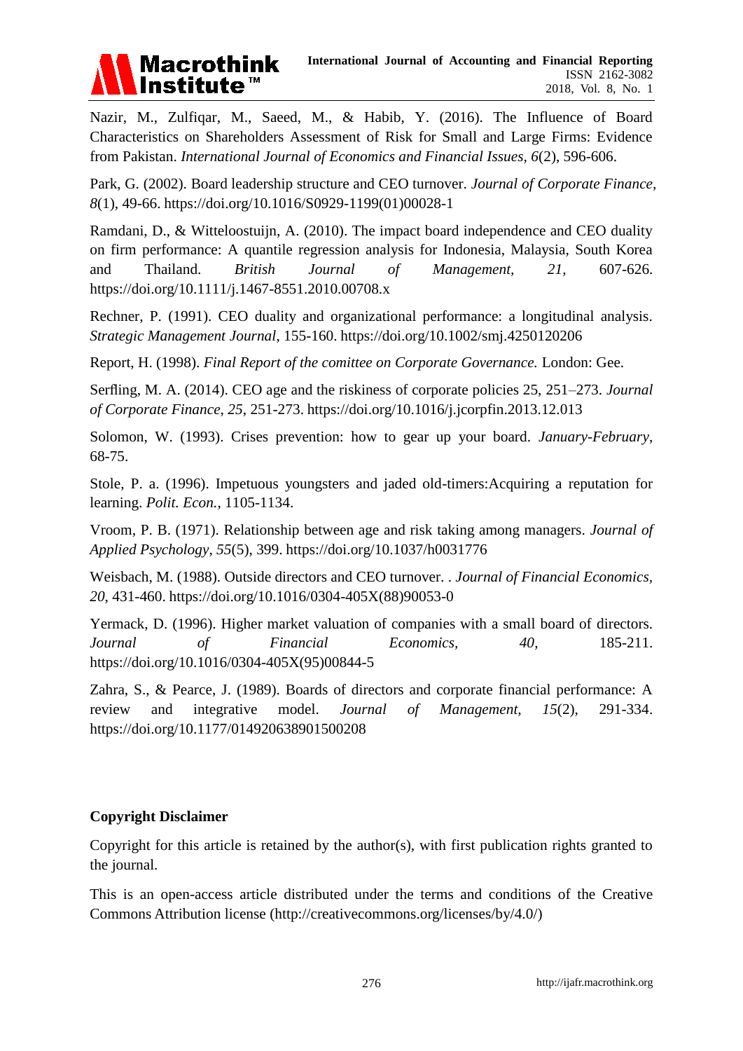Nazir, M., Zulfiqar, M., Saeed, M., & Habib, Y. (2016). The Influence of Board Characteristics on Shareholders Assessment of Risk for Small and Large Firms: Evidence from Pakistan. *International Journal of Economics and Financial Issues, 6*(2), 596-606.

Park, G. (2002). Board leadership structure and CEO turnover. *Journal of Corporate Finance, 8*(1), 49-66. https://doi.org/10.1016/S0929-1199(01)00028-1

Ramdani, D., & Witteloostuijn, A. (2010). The impact board independence and CEO duality on firm performance: A quantile regression analysis for Indonesia, Malaysia, South Korea and Thailand. *British Journal of Management, 21*, 607-626. https://doi.org/10.1111/j.1467-8551.2010.00708.x

Rechner, P. (1991). CEO duality and organizational performance: a longitudinal analysis. *Strategic Management Journal*, 155-160. https://doi.org/10.1002/smj.4250120206

Report, H. (1998). *Final Report of the comittee on Corporate Governance.* London: Gee.

Serfling, M. A. (2014). CEO age and the riskiness of corporate policies 25, 251–273. *Journal of Corporate Finance, 25*, 251-273. https://doi.org/10.1016/j.jcorpfin.2013.12.013

Solomon, W. (1993). Crises prevention: how to gear up your board. *January-February*, 68-75.

Stole, P. a. (1996). Impetuous youngsters and jaded old-timers:Acquiring a reputation for learning. *Polit. Econ.*, 1105-1134.

Vroom, P. B. (1971). Relationship between age and risk taking among managers. *Journal of Applied Psychology, 55*(5), 399. https://doi.org/10.1037/h0031776

Weisbach, M. (1988). Outside directors and CEO turnover. . *Journal of Financial Economics, 20*, 431-460. https://doi.org/10.1016/0304-405X(88)90053-0

Yermack, D. (1996). Higher market valuation of companies with a small board of directors. *Journal of Financial Economics, 40*, 185-211. https://doi.org/10.1016/0304-405X(95)00844-5

Zahra, S., & Pearce, J. (1989). Boards of directors and corporate financial performance: A review and integrative model. *Journal of Management, 15*(2), 291-334. https://doi.org/10.1177/014920638901500208

**Copyright Disclaimer**

Copyright for this article is retained by the author(s), with first publication rights granted to the journal.

This is an open-access article distributed under the terms and conditions of the Creative Commons Attribution license (http://creativecommons.org/licenses/by/4.0/)